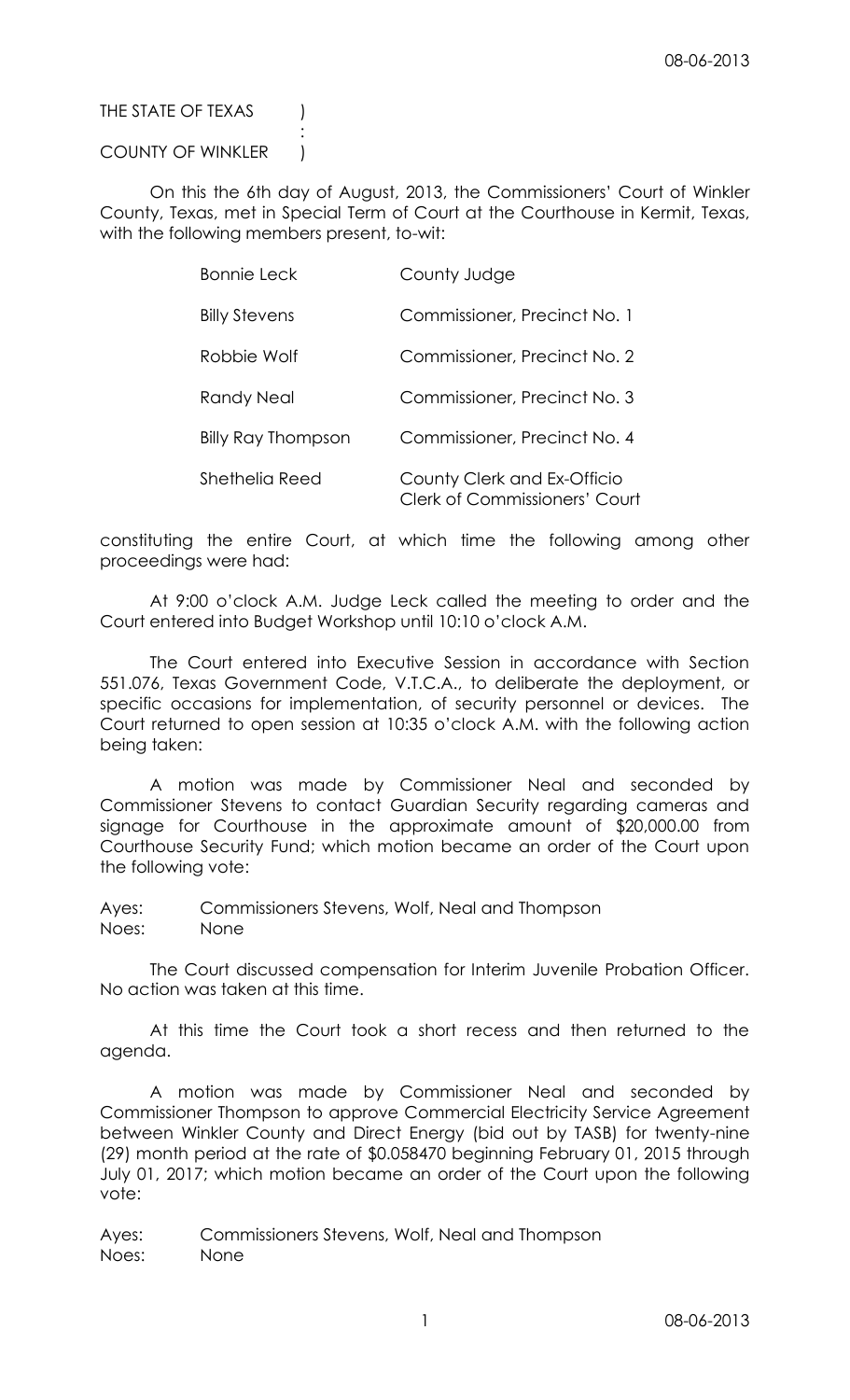THE STATE OF TEXAS )
:
COUNTY OF WINKLER )

On this the 6th day of August, 2013, the Commissioners' Court of Winkler County, Texas, met in Special Term of Court at the Courthouse in Kermit, Texas, with the following members present, to-wit:

| | |
|---|---|
| Bonnie Leck | County Judge |
| Billy Stevens | Commissioner, Precinct No. 1 |
| Robbie Wolf | Commissioner, Precinct No. 2 |
| Randy Neal | Commissioner, Precinct No. 3 |
| Billy Ray Thompson | Commissioner, Precinct No. 4 |
| Shethelia Reed | County Clerk and Ex-Officio Clerk of Commissioners' Court |

constituting the entire Court, at which time the following among other proceedings were had:

At 9:00 o'clock A.M. Judge Leck called the meeting to order and the Court entered into Budget Workshop until 10:10 o'clock A.M.

The Court entered into Executive Session in accordance with Section 551.076, Texas Government Code, V.T.C.A., to deliberate the deployment, or specific occasions for implementation, of security personnel or devices. The Court returned to open session at 10:35 o'clock A.M. with the following action being taken:

A motion was made by Commissioner Neal and seconded by Commissioner Stevens to contact Guardian Security regarding cameras and signage for Courthouse in the approximate amount of $20,000.00 from Courthouse Security Fund; which motion became an order of the Court upon the following vote:

Ayes: Commissioners Stevens, Wolf, Neal and Thompson
Noes: None

The Court discussed compensation for Interim Juvenile Probation Officer. No action was taken at this time.

At this time the Court took a short recess and then returned to the agenda.

A motion was made by Commissioner Neal and seconded by Commissioner Thompson to approve Commercial Electricity Service Agreement between Winkler County and Direct Energy (bid out by TASB) for twenty-nine (29) month period at the rate of $0.058470 beginning February 01, 2015 through July 01, 2017; which motion became an order of the Court upon the following vote:

Ayes: Commissioners Stevens, Wolf, Neal and Thompson
Noes: None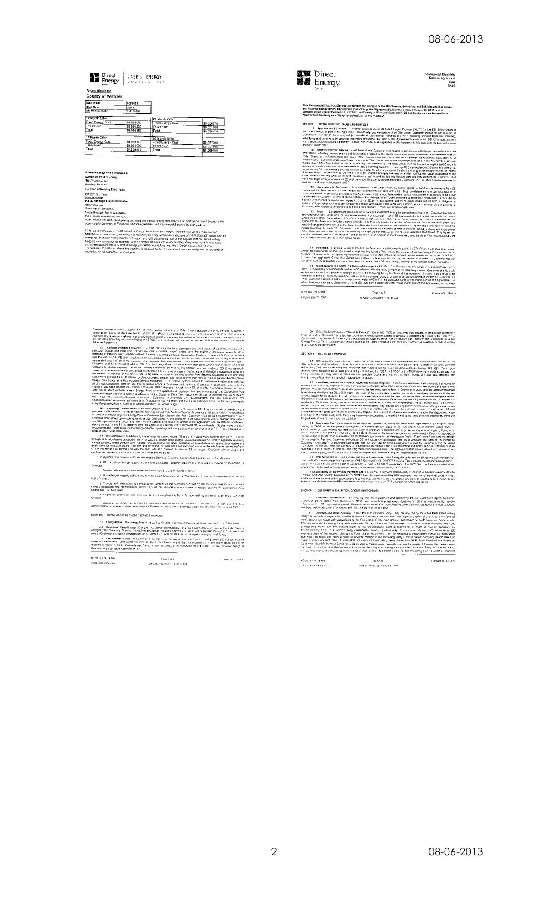**Direct Energy** | **TASB ENERGY COOPERATIVE**

**Pricing Matrix for:**

**County of Winkler**

| Date of Bid | 8/6/2013 |
|---|---|
| Start Date | Jan-15 |
| Est Annual kWh | 1,415,000 |

| 12 Month Offer | | 24 Month Offer | |
|---|---|---|---|
| Fixed Energy Cost | $0.058510 | Fixed Energy Cost | $0.056970 |
| TASB Fee* | $0.001500 | TASB Fee* | $0.001500 |
| Total | $0.060010 | Total | $0.058470 |
| **36 Month Offer** | | **48 Month Offer** | |
| Fixed Energy Cost | $0.055310 | Fixed Energy Cost | $0.057680 |
| TASB Fee* | $0.001500 | TASB Fee* | $0.001500 |
| Total | $0.056810 | Total | $0.059180 |

**Fixed Energy Price Includes:**

Wholesale Price of Energy
TDSP Line Losses
Ancillary Services
Qualified Scheduling Entity Fees
ERCOT ISO Fees
Basis Risk

**Pass-Through Costs Include:**

TDSP Charges
Sales Tax (if applicable)
Gross Receipts Tax (if applicable)
Public Utility Assessment (PUCA)

---

**Direct Energy**

**Commercial Electricity Service Agreement**
**Texas**
**TASB**

This Commercial Electricity Service Agreement including all of the Attachments, Schedules, and Exhibits attached hereto and incorporated herein by all purposes (collectively, the "Agreement"), is entered into as August 6, 2013, and is between Direct Energy Business, LLC ("DE") and County of Winkler ("Customer"). DE and Customer may hereinafter be referred to individually as a "Party" or collectively as the "Parties".

**SECTION 1: RETAIL ELECTRIC SALES AND SERVICES**

---

**SECTION 2: RETAIL ELECTRIC ENERGY SERVICE CHARGES**

---

**SECTION 3: BILLING AND PAYMENT**

---

**SECTION 4: CUSTOMER INFORMATION, CREDIT AND DEPOSITS**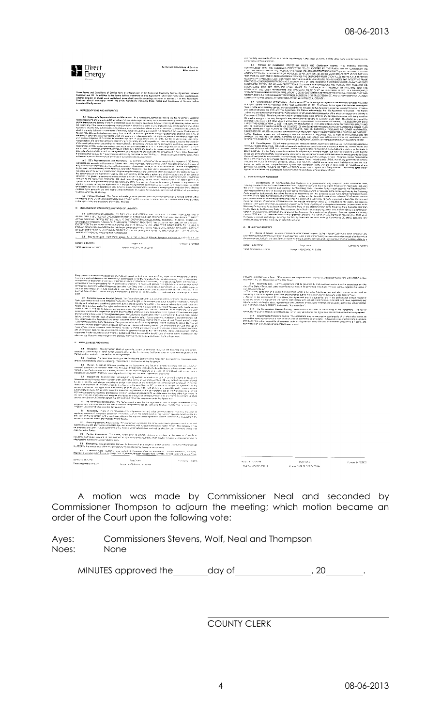A motion was made by Commissioner Neal and seconded by Commissioner Thompson to adjourn the meeting; which motion became an order of the Court upon the following vote:

Ayes: Commissioners Stevens, Wolf, Neal and Thompson
Noes: None

MINUTES approved the_______day of________________, 20________.

_______________________________
COUNTY CLERK